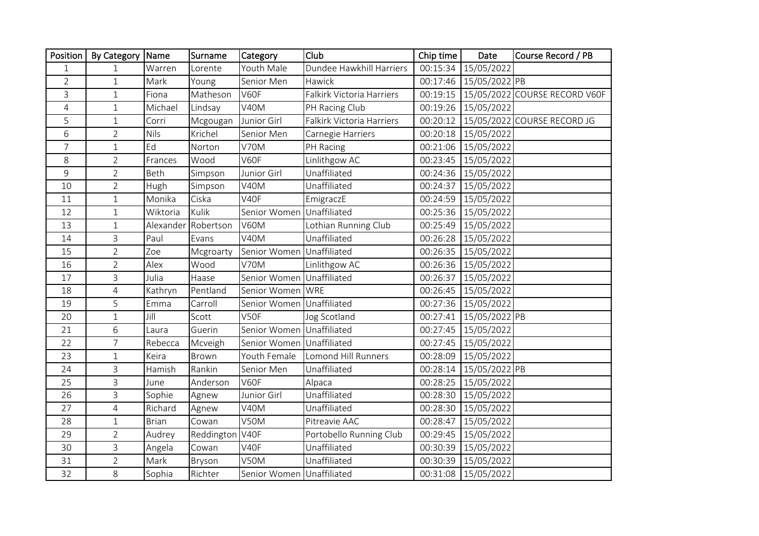| Position | By Category | Name | Surname | Category | Club | Chip time | Date | Course Record / PB |
|---|---|---|---|---|---|---|---|---|
| 1 | 1 | Warren | Lorente | Youth Male | Dundee Hawkhill Harriers | 00:15:34 | 15/05/2022 | |
| 2 | 1 | Mark | Young | Senior Men | Hawick | 00:17:46 | 15/05/2022 | PB |
| 3 | 1 | Fiona | Matheson | V60F | Falkirk Victoria Harriers | 00:19:15 | 15/05/2022 | COURSE RECORD V60F |
| 4 | 1 | Michael | Lindsay | V40M | PH Racing Club | 00:19:26 | 15/05/2022 | |
| 5 | 1 | Corri | Mcgougan | Junior Girl | Falkirk Victoria Harriers | 00:20:12 | 15/05/2022 | COURSE RECORD JG |
| 6 | 2 | Nils | Krichel | Senior Men | Carnegie Harriers | 00:20:18 | 15/05/2022 | |
| 7 | 1 | Ed | Norton | V70M | PH Racing | 00:21:06 | 15/05/2022 | |
| 8 | 2 | Frances | Wood | V60F | Linlithgow AC | 00:23:45 | 15/05/2022 | |
| 9 | 2 | Beth | Simpson | Junior Girl | Unaffiliated | 00:24:36 | 15/05/2022 | |
| 10 | 2 | Hugh | Simpson | V40M | Unaffiliated | 00:24:37 | 15/05/2022 | |
| 11 | 1 | Monika | Ciska | V40F | EmigraczE | 00:24:59 | 15/05/2022 | |
| 12 | 1 | Wiktoria | Kulik | Senior Women | Unaffiliated | 00:25:36 | 15/05/2022 | |
| 13 | 1 | Alexander | Robertson | V60M | Lothian Running Club | 00:25:49 | 15/05/2022 | |
| 14 | 3 | Paul | Evans | V40M | Unaffiliated | 00:26:28 | 15/05/2022 | |
| 15 | 2 | Zoe | Mcgroarty | Senior Women | Unaffiliated | 00:26:35 | 15/05/2022 | |
| 16 | 2 | Alex | Wood | V70M | Linlithgow AC | 00:26:36 | 15/05/2022 | |
| 17 | 3 | Julia | Haase | Senior Women | Unaffiliated | 00:26:37 | 15/05/2022 | |
| 18 | 4 | Kathryn | Pentland | Senior Women | WRE | 00:26:45 | 15/05/2022 | |
| 19 | 5 | Emma | Carroll | Senior Women | Unaffiliated | 00:27:36 | 15/05/2022 | |
| 20 | 1 | Jill | Scott | V50F | Jog Scotland | 00:27:41 | 15/05/2022 | PB |
| 21 | 6 | Laura | Guerin | Senior Women | Unaffiliated | 00:27:45 | 15/05/2022 | |
| 22 | 7 | Rebecca | Mcveigh | Senior Women | Unaffiliated | 00:27:45 | 15/05/2022 | |
| 23 | 1 | Keira | Brown | Youth Female | Lomond Hill Runners | 00:28:09 | 15/05/2022 | |
| 24 | 3 | Hamish | Rankin | Senior Men | Unaffiliated | 00:28:14 | 15/05/2022 | PB |
| 25 | 3 | June | Anderson | V60F | Alpaca | 00:28:25 | 15/05/2022 | |
| 26 | 3 | Sophie | Agnew | Junior Girl | Unaffiliated | 00:28:30 | 15/05/2022 | |
| 27 | 4 | Richard | Agnew | V40M | Unaffiliated | 00:28:30 | 15/05/2022 | |
| 28 | 1 | Brian | Cowan | V50M | Pitreavie AAC | 00:28:47 | 15/05/2022 | |
| 29 | 2 | Audrey | Reddington | V40F | Portobello Running Club | 00:29:45 | 15/05/2022 | |
| 30 | 3 | Angela | Cowan | V40F | Unaffiliated | 00:30:39 | 15/05/2022 | |
| 31 | 2 | Mark | Bryson | V50M | Unaffiliated | 00:30:39 | 15/05/2022 | |
| 32 | 8 | Sophia | Richter | Senior Women | Unaffiliated | 00:31:08 | 15/05/2022 | |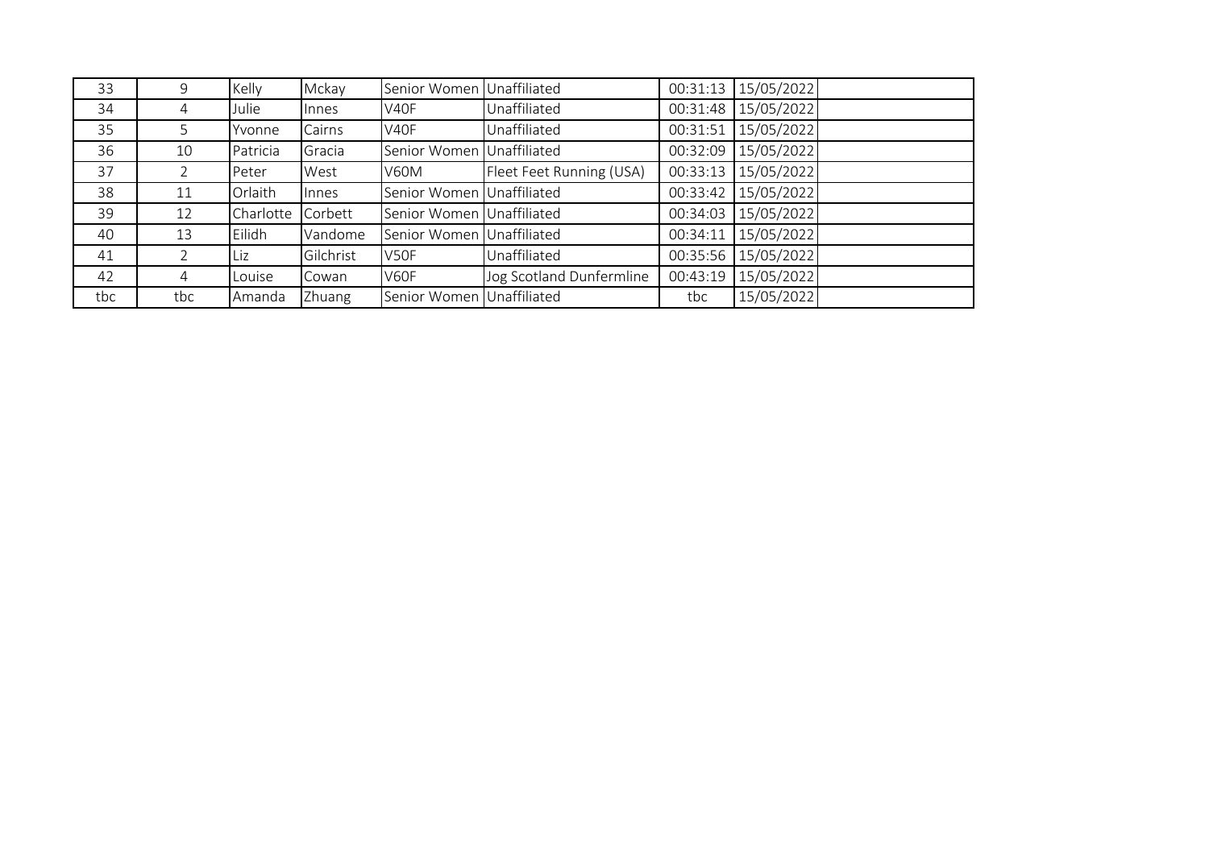| | | | | | | | | |
|---|---|---|---|---|---|---|---|---|
| 33 | 9 | Kelly | Mckay | Senior Women | Unaffiliated | 00:31:13 | 15/05/2022 | |
| 34 | 4 | Julie | Innes | V40F | Unaffiliated | 00:31:48 | 15/05/2022 | |
| 35 | 5 | Yvonne | Cairns | V40F | Unaffiliated | 00:31:51 | 15/05/2022 | |
| 36 | 10 | Patricia | Gracia | Senior Women | Unaffiliated | 00:32:09 | 15/05/2022 | |
| 37 | 2 | Peter | West | V60M | Fleet Feet Running (USA) | 00:33:13 | 15/05/2022 | |
| 38 | 11 | Orlaith | Innes | Senior Women | Unaffiliated | 00:33:42 | 15/05/2022 | |
| 39 | 12 | Charlotte | Corbett | Senior Women | Unaffiliated | 00:34:03 | 15/05/2022 | |
| 40 | 13 | Eilidh | Vandome | Senior Women | Unaffiliated | 00:34:11 | 15/05/2022 | |
| 41 | 2 | Liz | Gilchrist | V50F | Unaffiliated | 00:35:56 | 15/05/2022 | |
| 42 | 4 | Louise | Cowan | V60F | Jog Scotland Dunfermline | 00:43:19 | 15/05/2022 | |
| tbc | tbc | Amanda | Zhuang | Senior Women | Unaffiliated | tbc | 15/05/2022 | |